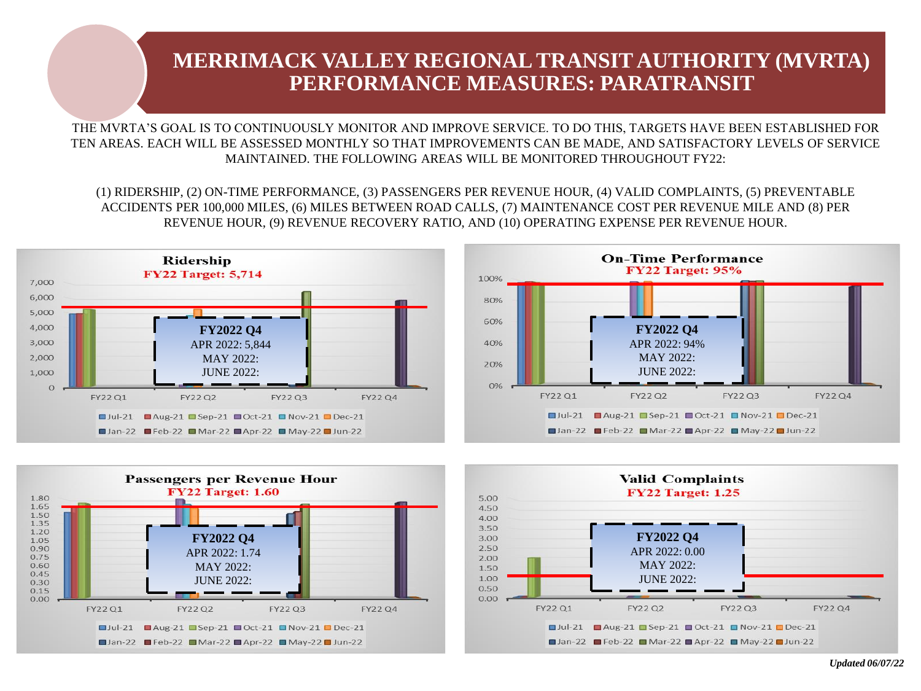# MERRIMACK VALLEY REGIONAL TRANSIT AUTHORITY (MVRTA) PERFORMANCE MEASURES: PARATRANSIT

THE MVRTA'S GOAL IS TO CONTINUOUSLY MONITOR AND IMPROVE SERVICE. TO DO THIS, TARGETS HAVE BEEN ESTABLISHED FOR TEN AREAS. EACH WILL BE ASSESSED MONTHLY SO THAT IMPROVEMENTS CAN BE MADE, AND SATISFACTORY LEVELS OF SERVICE MAINTAINED. THE FOLLOWING AREAS WILL BE MONITORED THROUGHOUT FY22:

(1) RIDERSHIP, (2) ON-TIME PERFORMANCE, (3) PASSENGERS PER REVENUE HOUR, (4) VALID COMPLAINTS, (5) PREVENTABLE ACCIDENTS PER 100,000 MILES, (6) MILES BETWEEN ROAD CALLS, (7) MAINTENANCE COST PER REVENUE MILE AND (8) PER REVENUE HOUR, (9) REVENUE RECOVERY RATIO, AND (10) OPERATING EXPENSE PER REVENUE HOUR.

**Ridership**
FY22 Target: 5,714

7,000
6,000
5,000
4,000
3,000
2,000
1,000
0

FY22 Q1 FY22 Q2 FY22 Q3 FY22 Q4

Jul-21 Aug-21 Sep-21 Oct-21 Nov-21 Dec-21 Jan-22 Feb-22 Mar-22 Apr-22 May-22 Jun-22

**FY2022 Q4**
APR 2022: 5,844
MAY 2022:
JUNE 2022:

**On-Time Performance**
FY22 Target: 95%

100%
80%
60%
40%
20%
0%

FY22 Q1 FY22 Q2 FY22 Q3 FY22 Q4

Jul-21 Aug-21 Sep-21 Oct-21 Nov-21 Dec-21 Jan-22 Feb-22 Mar-22 Apr-22 May-22 Jun-22

**FY2022 Q4**
APR 2022: 94%
MAY 2022:
JUNE 2022:

**Passengers per Revenue Hour**
FY22 Target: 1.60

1.80
1.65
1.50
1.35
1.20
1.05
0.90
0.75
0.60
0.45
0.30
0.15
0.00

FY22 Q1 FY22 Q2 FY22 Q3 FY22 Q4

Jul-21 Aug-21 Sep-21 Oct-21 Nov-21 Dec-21 Jan-22 Feb-22 Mar-22 Apr-22 May-22 Jun-22

**FY2022 Q4**
APR 2022: 1.74
MAY 2022:
JUNE 2022:

**Valid Complaints**
FY22 Target: 1.25

5.00
4.50
4.00
3.50
3.00
2.50
2.00
1.50
1.00
0.50
0.00

FY22 Q1 FY22 Q2 FY22 Q3 FY22 Q4

Jul-21 Aug-21 Sep-21 Oct-21 Nov-21 Dec-21 Jan-22 Feb-22 Mar-22 Apr-22 May-22 Jun-22

**FY2022 Q4**
APR 2022: 0.00
MAY 2022:
JUNE 2022:

*Updated 06/07/22*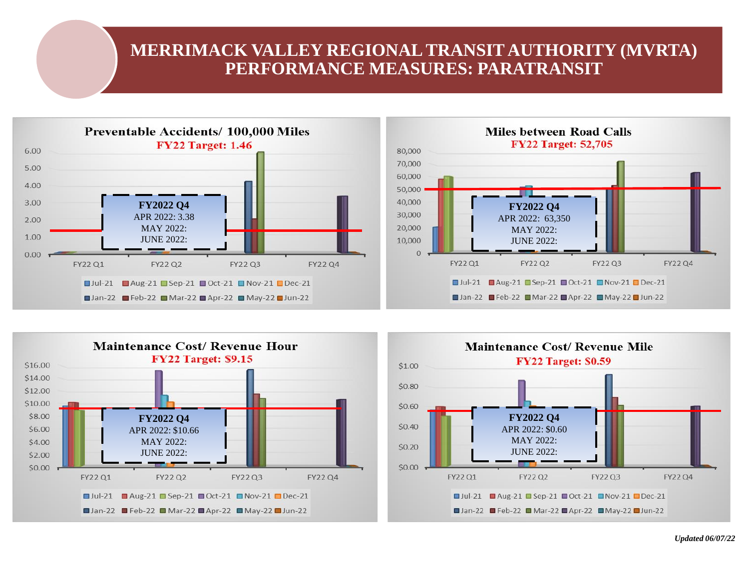# MERRIMACK VALLEY REGIONAL TRANSIT AUTHORITY (MVRTA) PERFORMANCE MEASURES: PARATRANSIT

## Preventable Accidents/ 100,000 Miles

**FY22 Target: 1.46**

6.00
5.00
4.00
3.00
2.00
1.00
0.00

FY22 Q1 FY22 Q2 FY22 Q3 FY22 Q4

Jul-21 Aug-21 Sep-21 Oct-21 Nov-21 Dec-21
Jan-22 Feb-22 Mar-22 Apr-22 May-22 Jun-22

**FY2022 Q4**
APR 2022: 3.38
MAY 2022:
JUNE 2022:

## Miles between Road Calls

**FY22 Target: 52,705**

80,000
70,000
60,000
50,000
40,000
30,000
20,000
10,000
0

FY22 Q1 FY22 Q2 FY22 Q3 FY22 Q4

Jul-21 Aug-21 Sep-21 Oct-21 Nov-21 Dec-21
Jan-22 Feb-22 Mar-22 Apr-22 May-22 Jun-22

**FY2022 Q4**
APR 2022: 63,350
MAY 2022:
JUNE 2022:

## Maintenance Cost/ Revenue Hour

**FY22 Target: $9.15**

$16.00
$14.00
$12.00
$10.00
$8.00
$6.00
$4.00
$2.00
$0.00

FY22 Q1 FY22 Q2 FY22 Q3 FY22 Q4

Jul-21 Aug-21 Sep-21 Oct-21 Nov-21 Dec-21
Jan-22 Feb-22 Mar-22 Apr-22 May-22 Jun-22

**FY2022 Q4**
APR 2022: $10.66
MAY 2022:
JUNE 2022:

## Maintenance Cost/ Revenue Mile

**FY22 Target: $0.59**

$1.00
$0.80
$0.60
$0.40
$0.20
$0.00

FY22 Q1 FY22 Q2 FY22 Q3 FY22 Q4

Jul-21 Aug-21 Sep-21 Oct-21 Nov-21 Dec-21
Jan-22 Feb-22 Mar-22 Apr-22 May-22 Jun-22

**FY2022 Q4**
APR 2022: $0.60
MAY 2022:
JUNE 2022:

*Updated 06/07/22*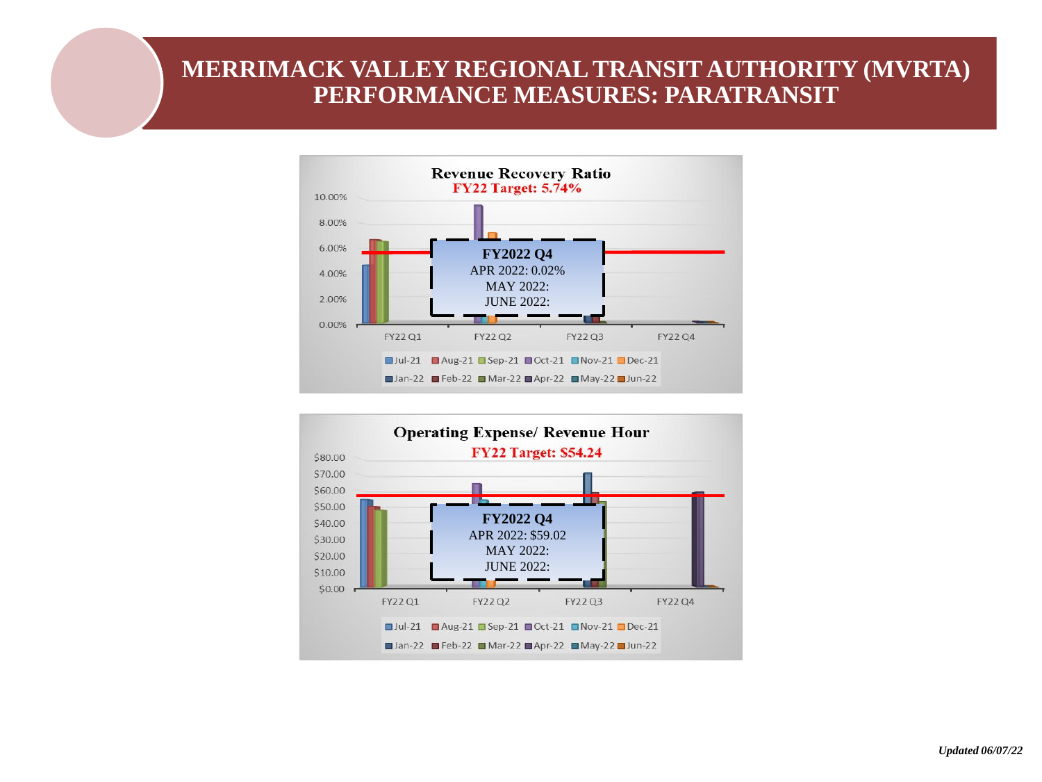# MERRIMACK VALLEY REGIONAL TRANSIT AUTHORITY (MVRTA) PERFORMANCE MEASURES: PARATRANSIT

**Revenue Recovery Ratio**

**FY22 Target: 5.74%**

10.00%
8.00%
6.00%
4.00%
2.00%
0.00%

FY22 Q1 FY22 Q2 FY22 Q3 FY22 Q4

Jul-21 Aug-21 Sep-21 Oct-21 Nov-21 Dec-21
Jan-22 Feb-22 Mar-22 Apr-22 May-22 Jun-22

**FY2022 Q4**
APR 2022: 0.02%
MAY 2022:
JUNE 2022:

**Operating Expense/ Revenue Hour**

**FY22 Target: $54.24**

$80.00
$70.00
$60.00
$50.00
$40.00
$30.00
$20.00
$10.00
$0.00

FY22 Q1 FY22 Q2 FY22 Q3 FY22 Q4

Jul-21 Aug-21 Sep-21 Oct-21 Nov-21 Dec-21
Jan-22 Feb-22 Mar-22 Apr-22 May-22 Jun-22

**FY2022 Q4**
APR 2022: $59.02
MAY 2022:
JUNE 2022:

*Updated 06/07/22*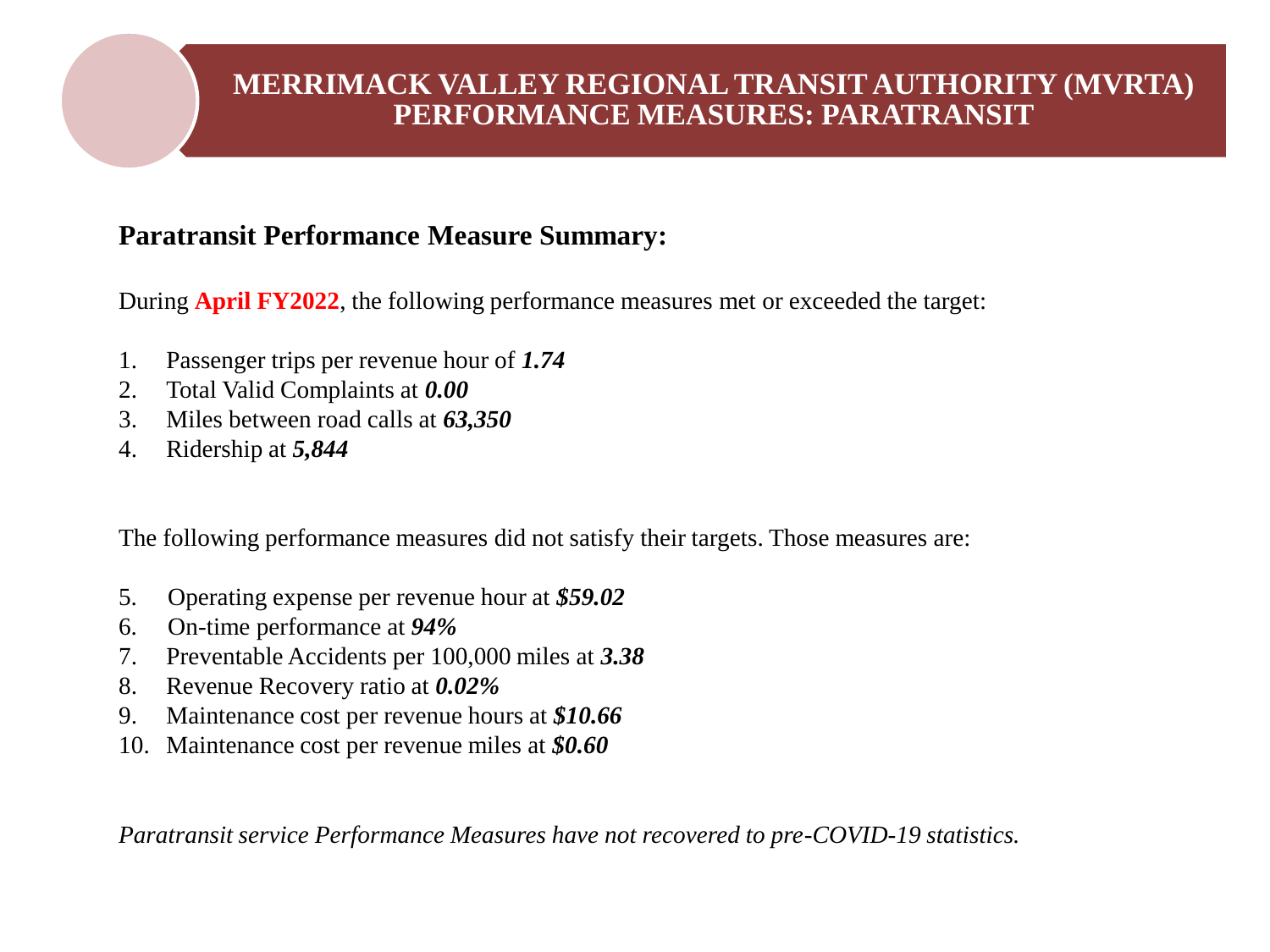# MERRIMACK VALLEY REGIONAL TRANSIT AUTHORITY (MVRTA) PERFORMANCE MEASURES: PARATRANSIT

**Paratransit Performance Measure Summary:**

During **April FY2022**, the following performance measures met or exceeded the target:

1. Passenger trips per revenue hour of ***1.74***
2. Total Valid Complaints at ***0.00***
3. Miles between road calls at ***63,350***
4. Ridership at ***5,844***

The following performance measures did not satisfy their targets. Those measures are:

5. Operating expense per revenue hour at ***$59.02***
6. On-time performance at ***94%***
7. Preventable Accidents per 100,000 miles at ***3.38***
8. Revenue Recovery ratio at ***0.02%***
9. Maintenance cost per revenue hours at ***$10.66***
10. Maintenance cost per revenue miles at ***$0.60***

*Paratransit service Performance Measures have not recovered to pre-COVID-19 statistics.*